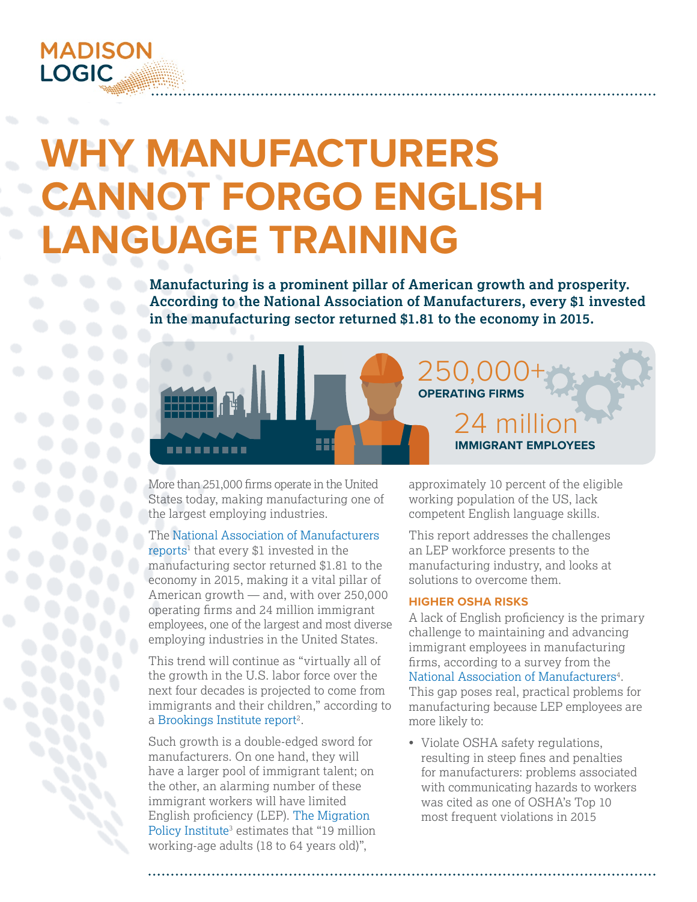MADISON LOGIC

# WHY MANUFACTURERS CANNOT FORGO ENGLISH LANGUAGE TRAINING

**Manufacturing is a prominent pillar of American growth and prosperity. According to the National Association of Manufacturers, every $1 invested in the manufacturing sector returned $1.81 to the economy in 2015.**

250,000+ **OPERATING FIRMS**

24 million **IMMIGRANT EMPLOYEES**

More than 251,000 firms operate in the United States today, making manufacturing one of the largest employing industries.

The National Association of Manufacturers reports[1] that every $1 invested in the manufacturing sector returned $1.81 to the economy in 2015, making it a vital pillar of American growth — and, with over 250,000 operating firms and 24 million immigrant employees, one of the largest and most diverse employing industries in the United States.

This trend will continue as "virtually all of the growth in the U.S. labor force over the next four decades is projected to come from immigrants and their children," according to a Brookings Institute report[2].

Such growth is a double-edged sword for manufacturers. On one hand, they will have a larger pool of immigrant talent; on the other, an alarming number of these immigrant workers will have limited English proficiency (LEP). The Migration Policy Institute[3] estimates that "19 million working-age adults (18 to 64 years old)", approximately 10 percent of the eligible working population of the US, lack competent English language skills.

This report addresses the challenges an LEP workforce presents to the manufacturing industry, and looks at solutions to overcome them.

## HIGHER OSHA RISKS

A lack of English proficiency is the primary challenge to maintaining and advancing immigrant employees in manufacturing firms, according to a survey from the National Association of Manufacturers[4]. This gap poses real, practical problems for manufacturing because LEP employees are more likely to:

- Violate OSHA safety regulations, resulting in steep fines and penalties for manufacturers: problems associated with communicating hazards to workers was cited as one of OSHA's Top 10 most frequent violations in 2015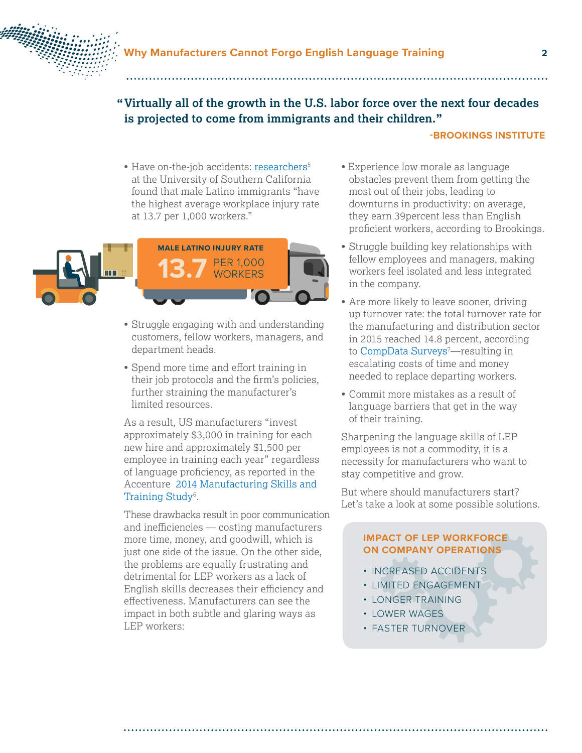> **“Virtually all of the growth in the U.S. labor force over the next four decades is projected to come from immigrants and their children.”**
>
> **-BROOKINGS INSTITUTE**

- Have on-the-job accidents: researchers[5] at the University of Southern California found that male Latino immigrants “have the highest average workplace injury rate at 13.7 per 1,000 workers.”

**MALE LATINO INJURY RATE**
**13.7** PER 1,000 WORKERS

- Struggle engaging with and understanding customers, fellow workers, managers, and department heads.
- Spend more time and effort training in their job protocols and the firm’s policies, further straining the manufacturer’s limited resources.

As a result, US manufacturers “invest approximately $3,000 in training for each new hire and approximately $1,500 per employee in training each year” regardless of language proficiency, as reported in the Accenture 2014 Manufacturing Skills and Training Study[6].

These drawbacks result in poor communication and inefficiencies — costing manufacturers more time, money, and goodwill, which is just one side of the issue. On the other side, the problems are equally frustrating and detrimental for LEP workers as a lack of English skills decreases their efficiency and effectiveness. Manufacturers can see the impact in both subtle and glaring ways as LEP workers:

- Experience low morale as language obstacles prevent them from getting the most out of their jobs, leading to downturns in productivity: on average, they earn 39percent less than English proficient workers, according to Brookings.
- Struggle building key relationships with fellow employees and managers, making workers feel isolated and less integrated in the company.
- Are more likely to leave sooner, driving up turnover rate: the total turnover rate for the manufacturing and distribution sector in 2015 reached 14.8 percent, according to CompData Surveys[7]—resulting in escalating costs of time and money needed to replace departing workers.
- Commit more mistakes as a result of language barriers that get in the way of their training.

Sharpening the language skills of LEP employees is not a commodity, it is a necessity for manufacturers who want to stay competitive and grow.

But where should manufacturers start? Let’s take a look at some possible solutions.

**IMPACT OF LEP WORKFORCE ON COMPANY OPERATIONS**

- INCREASED ACCIDENTS
- LIMITED ENGAGEMENT
- LONGER TRAINING
- LOWER WAGES
- FASTER TURNOVER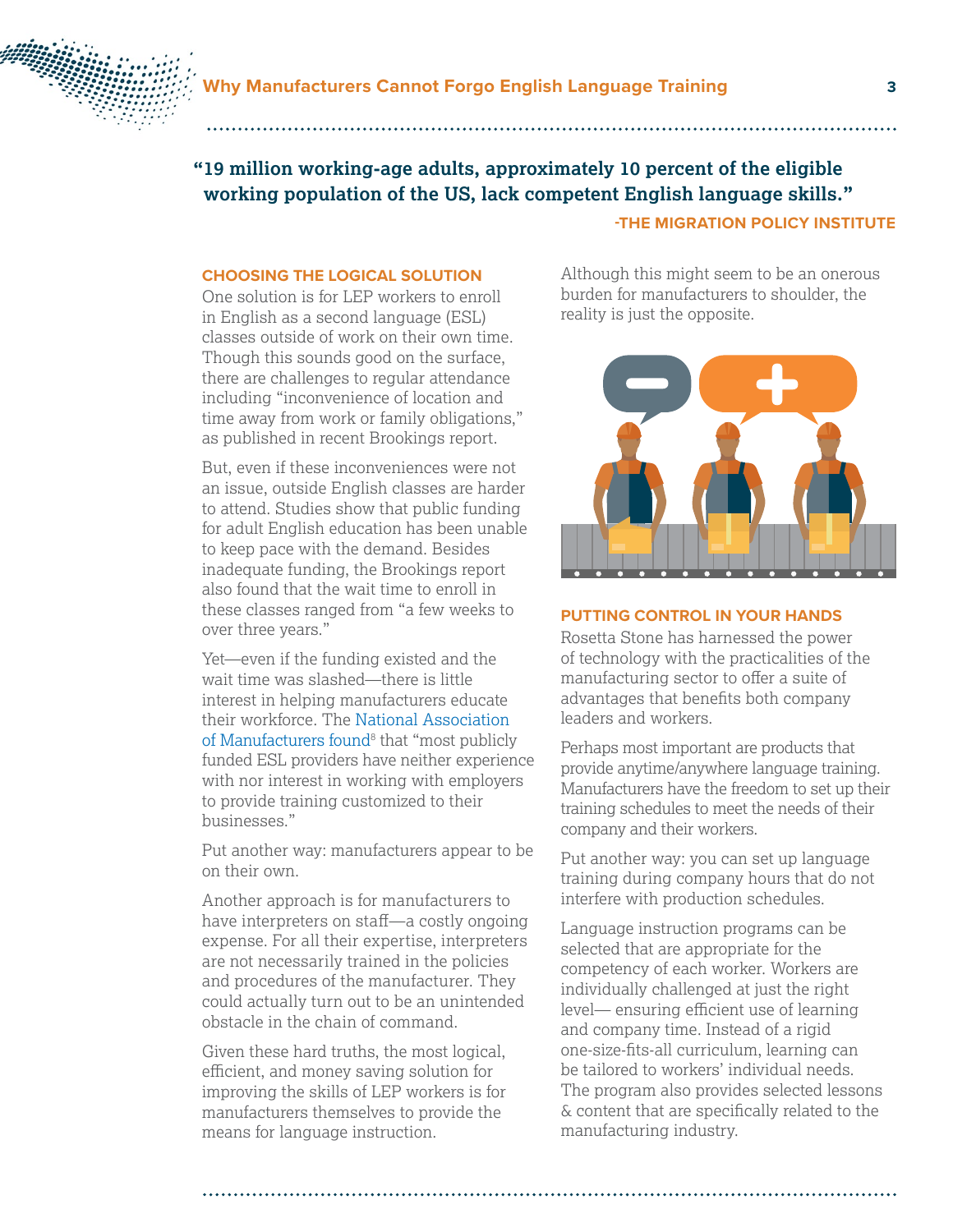> **"19 million working-age adults, approximately 10 percent of the eligible working population of the US, lack competent English language skills."**
>
> -THE MIGRATION POLICY INSTITUTE

## CHOOSING THE LOGICAL SOLUTION

One solution is for LEP workers to enroll in English as a second language (ESL) classes outside of work on their own time. Though this sounds good on the surface, there are challenges to regular attendance including "inconvenience of location and time away from work or family obligations," as published in recent Brookings report.

But, even if these inconveniences were not an issue, outside English classes are harder to attend. Studies show that public funding for adult English education has been unable to keep pace with the demand. Besides inadequate funding, the Brookings report also found that the wait time to enroll in these classes ranged from "a few weeks to over three years."

Yet—even if the funding existed and the wait time was slashed—there is little interest in helping manufacturers educate their workforce. The National Association of Manufacturers found[8] that "most publicly funded ESL providers have neither experience with nor interest in working with employers to provide training customized to their businesses."

Put another way: manufacturers appear to be on their own.

Another approach is for manufacturers to have interpreters on staff—a costly ongoing expense. For all their expertise, interpreters are not necessarily trained in the policies and procedures of the manufacturer. They could actually turn out to be an unintended obstacle in the chain of command.

Given these hard truths, the most logical, efficient, and money saving solution for improving the skills of LEP workers is for manufacturers themselves to provide the means for language instruction.

Although this might seem to be an onerous burden for manufacturers to shoulder, the reality is just the opposite.

## PUTTING CONTROL IN YOUR HANDS

Rosetta Stone has harnessed the power of technology with the practicalities of the manufacturing sector to offer a suite of advantages that benefits both company leaders and workers.

Perhaps most important are products that provide anytime/anywhere language training. Manufacturers have the freedom to set up their training schedules to meet the needs of their company and their workers.

Put another way: you can set up language training during company hours that do not interfere with production schedules.

Language instruction programs can be selected that are appropriate for the competency of each worker. Workers are individually challenged at just the right level— ensuring efficient use of learning and company time. Instead of a rigid one-size-fits-all curriculum, learning can be tailored to workers' individual needs. The program also provides selected lessons & content that are specifically related to the manufacturing industry.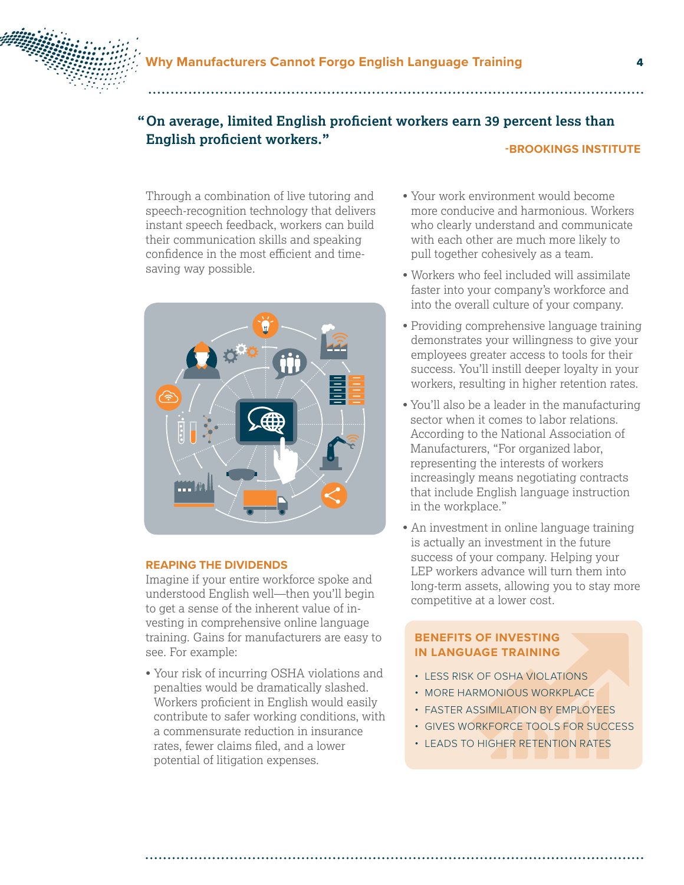> **"On average, limited English proficient workers earn 39 percent less than English proficient workers."**
>
> -BROOKINGS INSTITUTE

Through a combination of live tutoring and speech-recognition technology that delivers instant speech feedback, workers can build their communication skills and speaking confidence in the most efficient and time-saving way possible.

### REAPING THE DIVIDENDS

Imagine if your entire workforce spoke and understood English well—then you'll begin to get a sense of the inherent value of investing in comprehensive online language training. Gains for manufacturers are easy to see. For example:

- Your risk of incurring OSHA violations and penalties would be dramatically slashed. Workers proficient in English would easily contribute to safer working conditions, with a commensurate reduction in insurance rates, fewer claims filed, and a lower potential of litigation expenses.
- Your work environment would become more conducive and harmonious. Workers who clearly understand and communicate with each other are much more likely to pull together cohesively as a team.
- Workers who feel included will assimilate faster into your company's workforce and into the overall culture of your company.
- Providing comprehensive language training demonstrates your willingness to give your employees greater access to tools for their success. You'll instill deeper loyalty in your workers, resulting in higher retention rates.
- You'll also be a leader in the manufacturing sector when it comes to labor relations. According to the National Association of Manufacturers, "For organized labor, representing the interests of workers increasingly means negotiating contracts that include English language instruction in the workplace."
- An investment in online language training is actually an investment in the future success of your company. Helping your LEP workers advance will turn them into long-term assets, allowing you to stay more competitive at a lower cost.

### BENEFITS OF INVESTING IN LANGUAGE TRAINING

- LESS RISK OF OSHA VIOLATIONS
- MORE HARMONIOUS WORKPLACE
- FASTER ASSIMILATION BY EMPLOYEES
- GIVES WORKFORCE TOOLS FOR SUCCESS
- LEADS TO HIGHER RETENTION RATES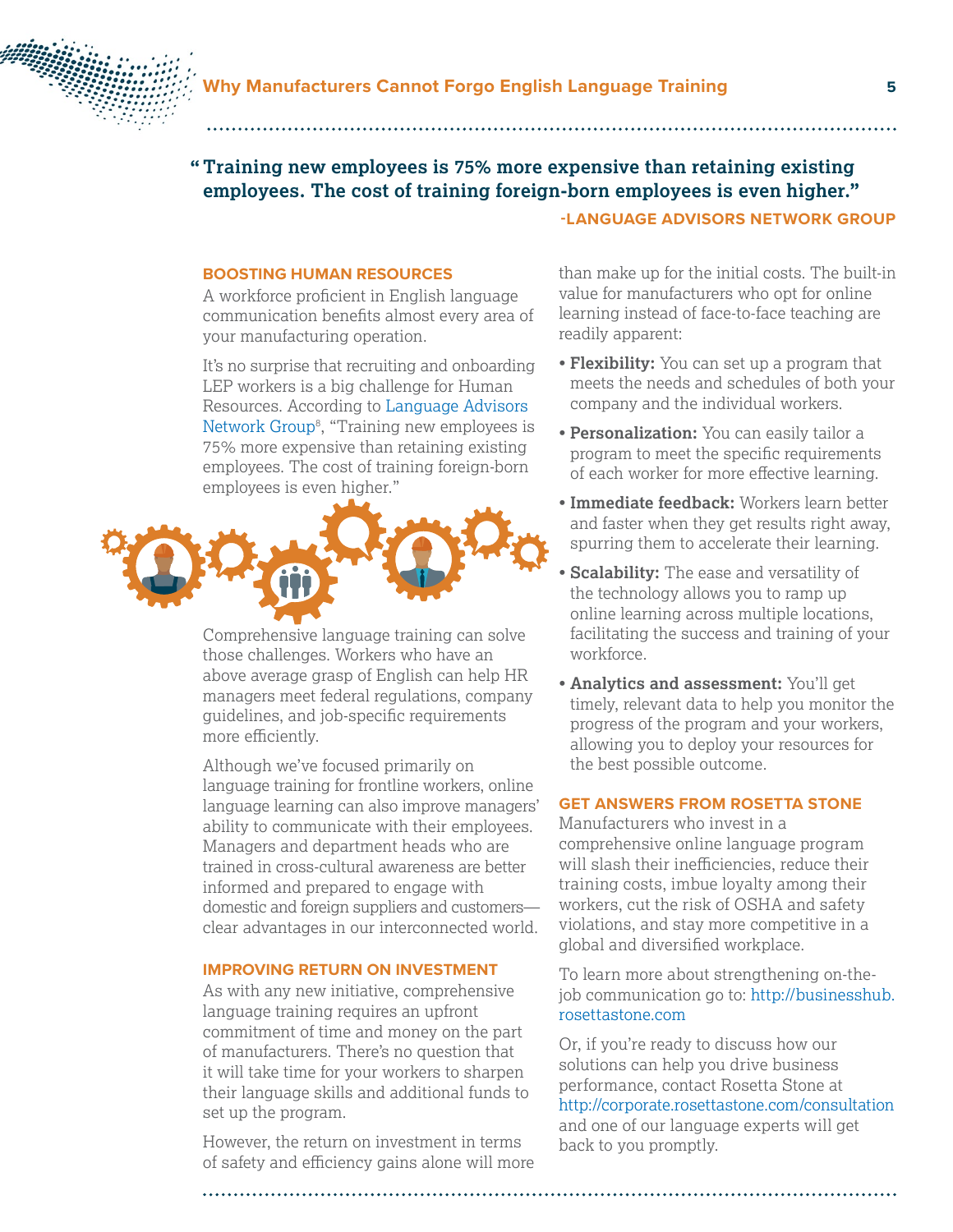> **"Training new employees is 75% more expensive than retaining existing employees. The cost of training foreign-born employees is even higher."**
>
> **-LANGUAGE ADVISORS NETWORK GROUP**

### BOOSTING HUMAN RESOURCES

A workforce proficient in English language communication benefits almost every area of your manufacturing operation.

It's no surprise that recruiting and onboarding LEP workers is a big challenge for Human Resources. According to Language Advisors Network Group[8], "Training new employees is 75% more expensive than retaining existing employees. The cost of training foreign-born employees is even higher."

Comprehensive language training can solve those challenges. Workers who have an above average grasp of English can help HR managers meet federal regulations, company guidelines, and job-specific requirements more efficiently.

Although we've focused primarily on language training for frontline workers, online language learning can also improve managers' ability to communicate with their employees. Managers and department heads who are trained in cross-cultural awareness are better informed and prepared to engage with domestic and foreign suppliers and customers—clear advantages in our interconnected world.

### IMPROVING RETURN ON INVESTMENT

As with any new initiative, comprehensive language training requires an upfront commitment of time and money on the part of manufacturers. There's no question that it will take time for your workers to sharpen their language skills and additional funds to set up the program.

However, the return on investment in terms of safety and efficiency gains alone will more than make up for the initial costs. The built-in value for manufacturers who opt for online learning instead of face-to-face teaching are readily apparent:

- **Flexibility:** You can set up a program that meets the needs and schedules of both your company and the individual workers.
- **Personalization:** You can easily tailor a program to meet the specific requirements of each worker for more effective learning.
- **Immediate feedback:** Workers learn better and faster when they get results right away, spurring them to accelerate their learning.
- **Scalability:** The ease and versatility of the technology allows you to ramp up online learning across multiple locations, facilitating the success and training of your workforce.
- **Analytics and assessment:** You'll get timely, relevant data to help you monitor the progress of the program and your workers, allowing you to deploy your resources for the best possible outcome.

### GET ANSWERS FROM ROSETTA STONE

Manufacturers who invest in a comprehensive online language program will slash their inefficiencies, reduce their training costs, imbue loyalty among their workers, cut the risk of OSHA and safety violations, and stay more competitive in a global and diversified workplace.

To learn more about strengthening on-the-job communication go to: http://businesshub.rosettastone.com

Or, if you're ready to discuss how our solutions can help you drive business performance, contact Rosetta Stone at http://corporate.rosettastone.com/consultation and one of our language experts will get back to you promptly.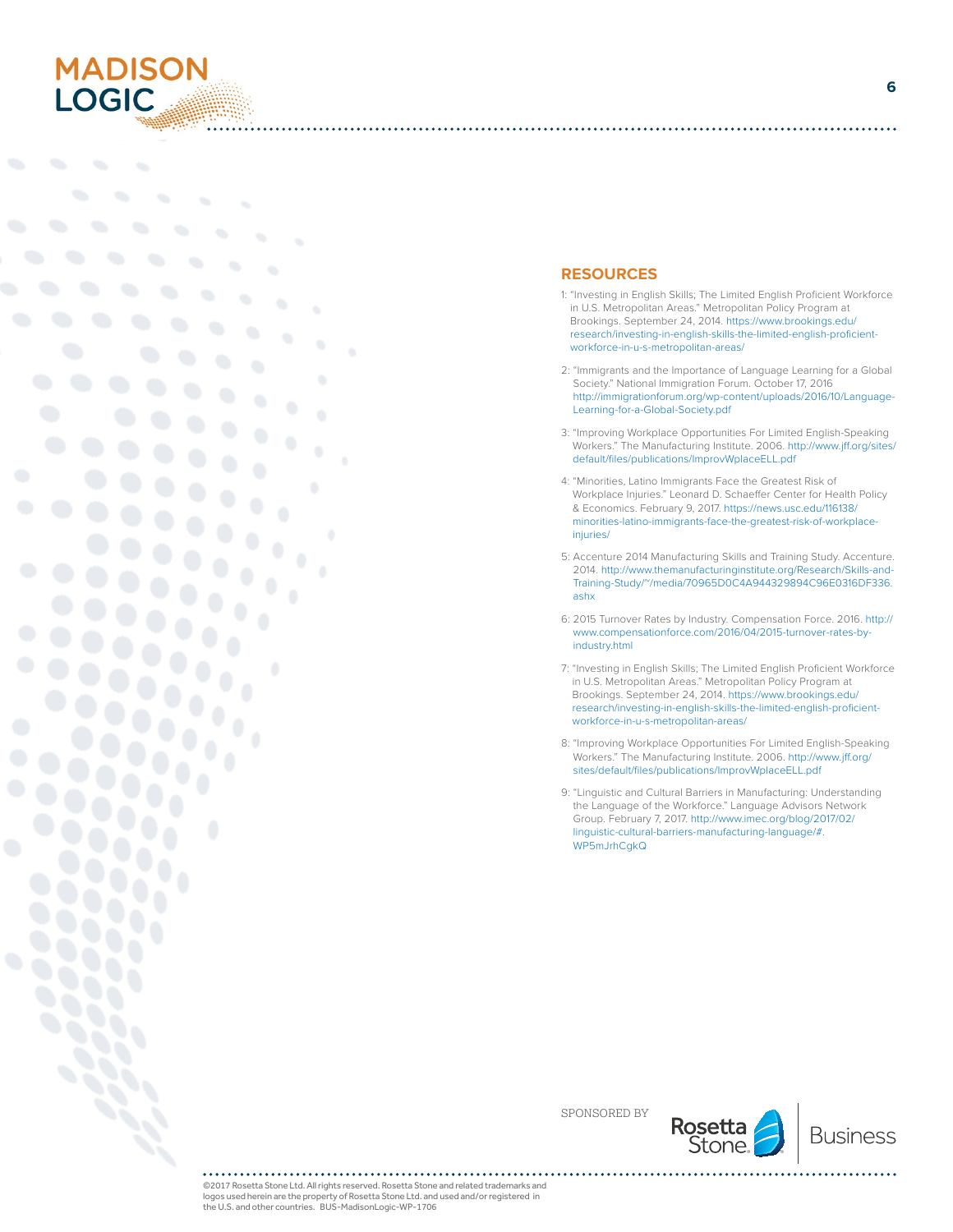## RESOURCES

1: "Investing in English Skills; The Limited English Proficient Workforce in U.S. Metropolitan Areas." Metropolitan Policy Program at Brookings. September 24, 2014. https://www.brookings.edu/research/investing-in-english-skills-the-limited-english-proficient-workforce-in-u-s-metropolitan-areas/

2: "Immigrants and the Importance of Language Learning for a Global Society." National Immigration Forum. October 17, 2016 http://immigrationforum.org/wp-content/uploads/2016/10/Language-Learning-for-a-Global-Society.pdf

3: "Improving Workplace Opportunities For Limited English-Speaking Workers." The Manufacturing Institute. 2006. http://www.jff.org/sites/default/files/publications/ImprovWplaceELL.pdf

4: "Minorities, Latino Immigrants Face the Greatest Risk of Workplace Injuries." Leonard D. Schaeffer Center for Health Policy & Economics. February 9, 2017. https://news.usc.edu/116138/minorities-latino-immigrants-face-the-greatest-risk-of-workplace-injuries/

5: Accenture 2014 Manufacturing Skills and Training Study. Accenture. 2014. http://www.themanufacturinginstitute.org/Research/Skills-and-Training-Study/~/media/70965D0C4A944329894C96E0316DF336.ashx

6: 2015 Turnover Rates by Industry. Compensation Force. 2016. http://www.compensationforce.com/2016/04/2015-turnover-rates-by-industry.html

7: "Investing in English Skills; The Limited English Proficient Workforce in U.S. Metropolitan Areas." Metropolitan Policy Program at Brookings. September 24, 2014. https://www.brookings.edu/research/investing-in-english-skills-the-limited-english-proficient-workforce-in-u-s-metropolitan-areas/

8: "Improving Workplace Opportunities For Limited English-Speaking Workers." The Manufacturing Institute. 2006. http://www.jff.org/sites/default/files/publications/ImprovWplaceELL.pdf

9: "Linguistic and Cultural Barriers in Manufacturing: Understanding the Language of the Workforce." Language Advisors Network Group. February 7, 2017. http://www.imec.org/blog/2017/02/linguistic-cultural-barriers-manufacturing-language/#.WP5mJrhCgkQ

SPONSORED BY Rosetta Stone Business

©2017 Rosetta Stone Ltd. All rights reserved. Rosetta Stone and related trademarks and logos used herein are the property of Rosetta Stone Ltd. and used and/or registered in the U.S. and other countries. BUS-MadisonLogic-WP-1706